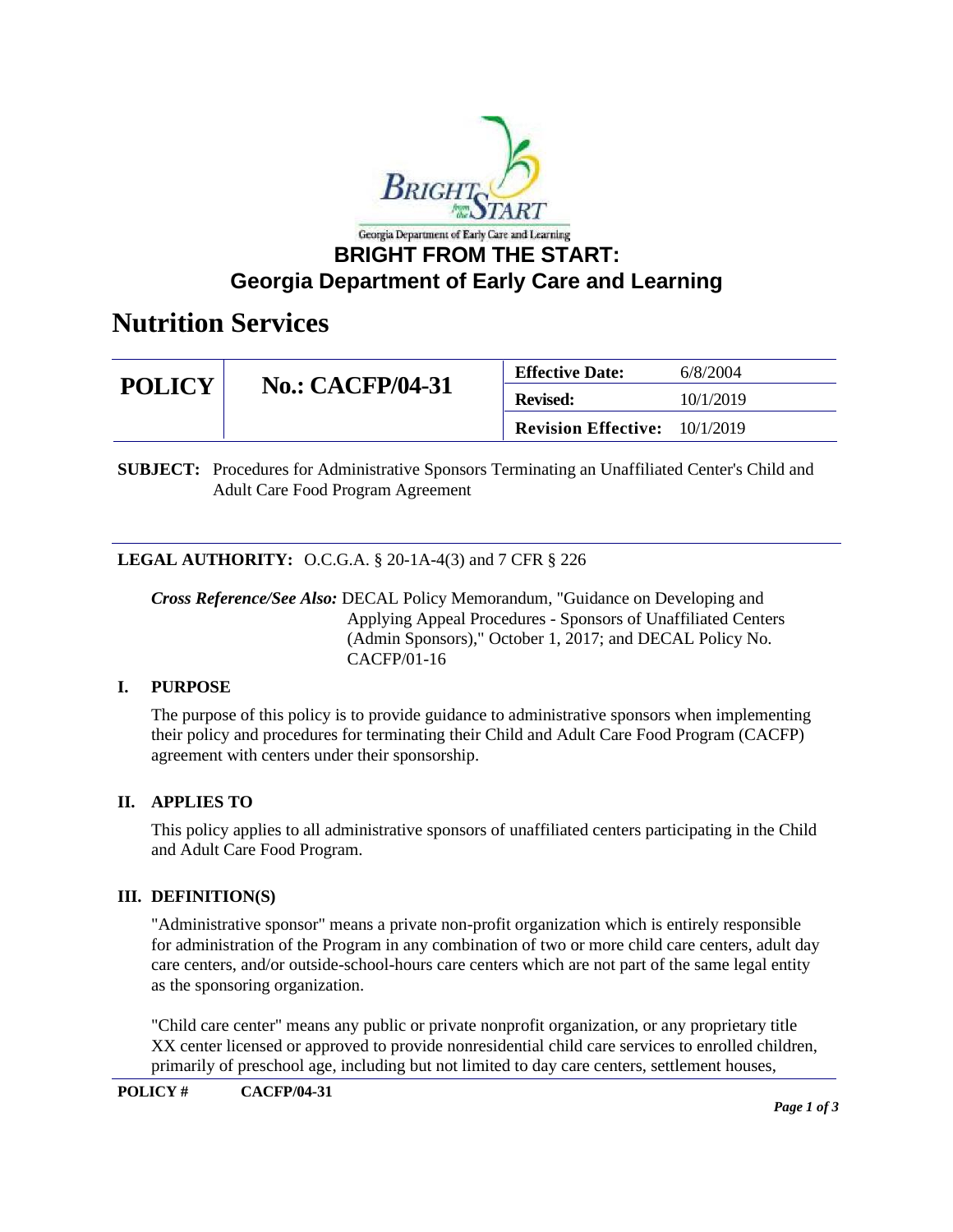Georgia Department of Early Care and Learning

**BRIGHT FROM THE START:**
**Georgia Department of Early Care and Learning**

# Nutrition Services

| POLICY | No.: CACFP/04-31 | Effective Date: | 6/8/2004 |
|---|---|---|---|
| | | **Revised:** | 10/1/2019 |
| | | **Revision Effective:** | 10/1/2019 |

**SUBJECT:** Procedures for Administrative Sponsors Terminating an Unaffiliated Center's Child and Adult Care Food Program Agreement

**LEGAL AUTHORITY:** O.C.G.A. § 20-1A-4(3) and 7 CFR § 226

***Cross Reference/See Also:*** DECAL Policy Memorandum, "Guidance on Developing and Applying Appeal Procedures - Sponsors of Unaffiliated Centers (Admin Sponsors)," October 1, 2017; and DECAL Policy No. CACFP/01-16

## I. PURPOSE

The purpose of this policy is to provide guidance to administrative sponsors when implementing their policy and procedures for terminating their Child and Adult Care Food Program (CACFP) agreement with centers under their sponsorship.

## II. APPLIES TO

This policy applies to all administrative sponsors of unaffiliated centers participating in the Child and Adult Care Food Program.

## III. DEFINITION(S)

"Administrative sponsor" means a private non-profit organization which is entirely responsible for administration of the Program in any combination of two or more child care centers, adult day care centers, and/or outside-school-hours care centers which are not part of the same legal entity as the sponsoring organization.

"Child care center" means any public or private nonprofit organization, or any proprietary title XX center licensed or approved to provide nonresidential child care services to enrolled children, primarily of preschool age, including but not limited to day care centers, settlement houses,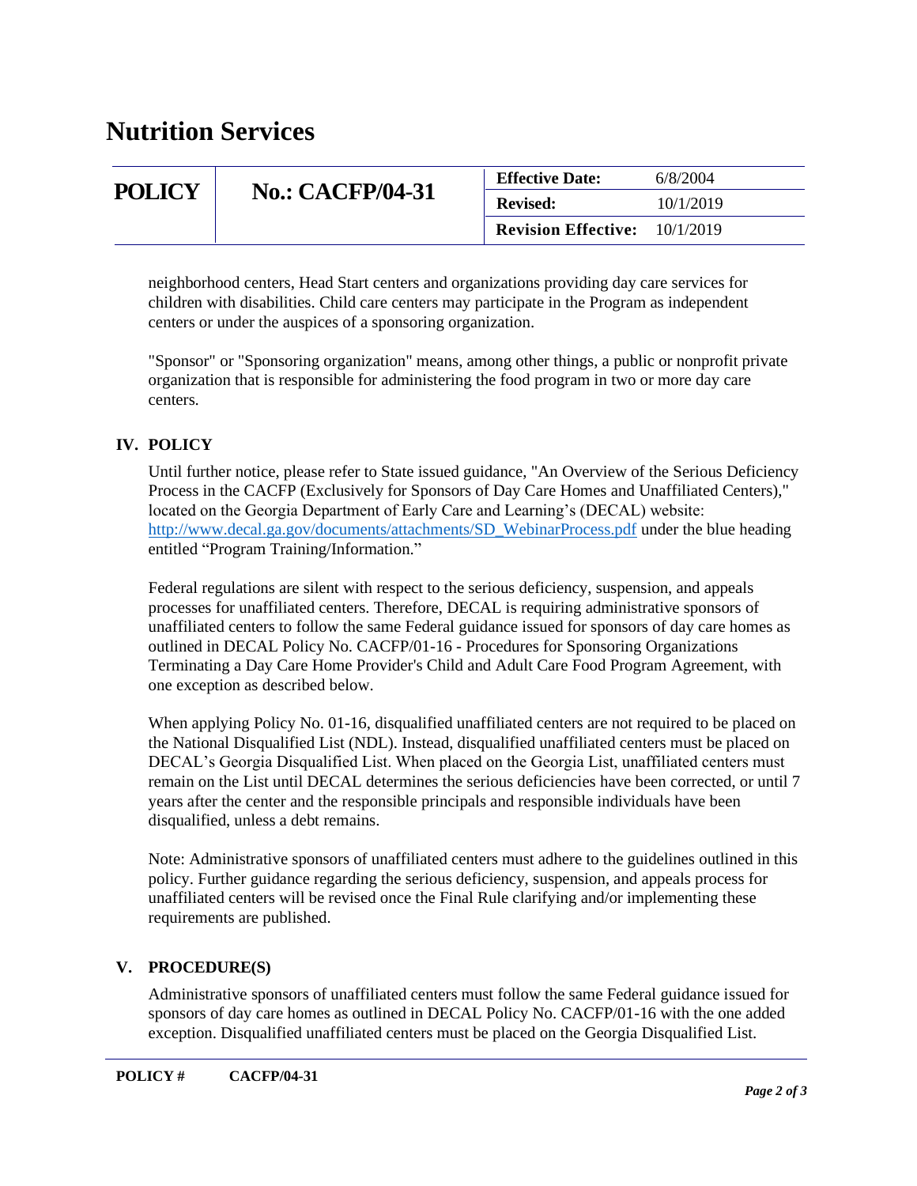neighborhood centers, Head Start centers and organizations providing day care services for children with disabilities. Child care centers may participate in the Program as independent centers or under the auspices of a sponsoring organization.

"Sponsor" or "Sponsoring organization" means, among other things, a public or nonprofit private organization that is responsible for administering the food program in two or more day care centers.

## IV. POLICY

Until further notice, please refer to State issued guidance, "An Overview of the Serious Deficiency Process in the CACFP (Exclusively for Sponsors of Day Care Homes and Unaffiliated Centers)," located on the Georgia Department of Early Care and Learning's (DECAL) website: [http://www.decal.ga.gov/documents/attachments/SD_WebinarProcess.pdf](http://www.decal.ga.gov/documents/attachments/SD_WebinarProcess.pdf) under the blue heading entitled "Program Training/Information."

Federal regulations are silent with respect to the serious deficiency, suspension, and appeals processes for unaffiliated centers. Therefore, DECAL is requiring administrative sponsors of unaffiliated centers to follow the same Federal guidance issued for sponsors of day care homes as outlined in DECAL Policy No. CACFP/01-16 - Procedures for Sponsoring Organizations Terminating a Day Care Home Provider's Child and Adult Care Food Program Agreement, with one exception as described below.

When applying Policy No. 01-16, disqualified unaffiliated centers are not required to be placed on the National Disqualified List (NDL). Instead, disqualified unaffiliated centers must be placed on DECAL's Georgia Disqualified List. When placed on the Georgia List, unaffiliated centers must remain on the List until DECAL determines the serious deficiencies have been corrected, or until 7 years after the center and the responsible principals and responsible individuals have been disqualified, unless a debt remains.

Note: Administrative sponsors of unaffiliated centers must adhere to the guidelines outlined in this policy. Further guidance regarding the serious deficiency, suspension, and appeals process for unaffiliated centers will be revised once the Final Rule clarifying and/or implementing these requirements are published.

## V. PROCEDURE(S)

Administrative sponsors of unaffiliated centers must follow the same Federal guidance issued for sponsors of day care homes as outlined in DECAL Policy No. CACFP/01-16 with the one added exception. Disqualified unaffiliated centers must be placed on the Georgia Disqualified List.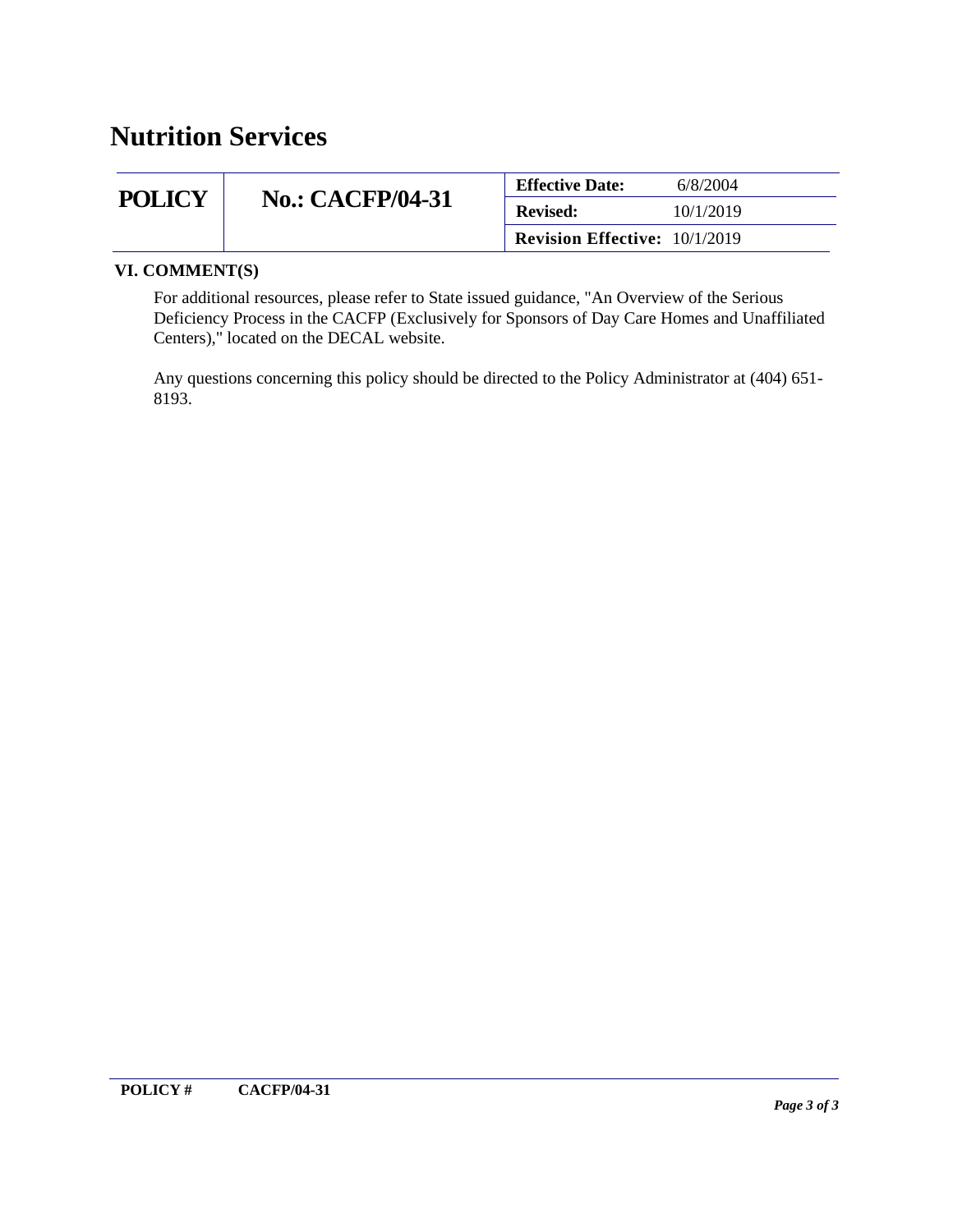## VI. COMMENT(S)

For additional resources, please refer to State issued guidance, "An Overview of the Serious Deficiency Process in the CACFP (Exclusively for Sponsors of Day Care Homes and Unaffiliated Centers)," located on the DECAL website.

Any questions concerning this policy should be directed to the Policy Administrator at (404) 651-8193.